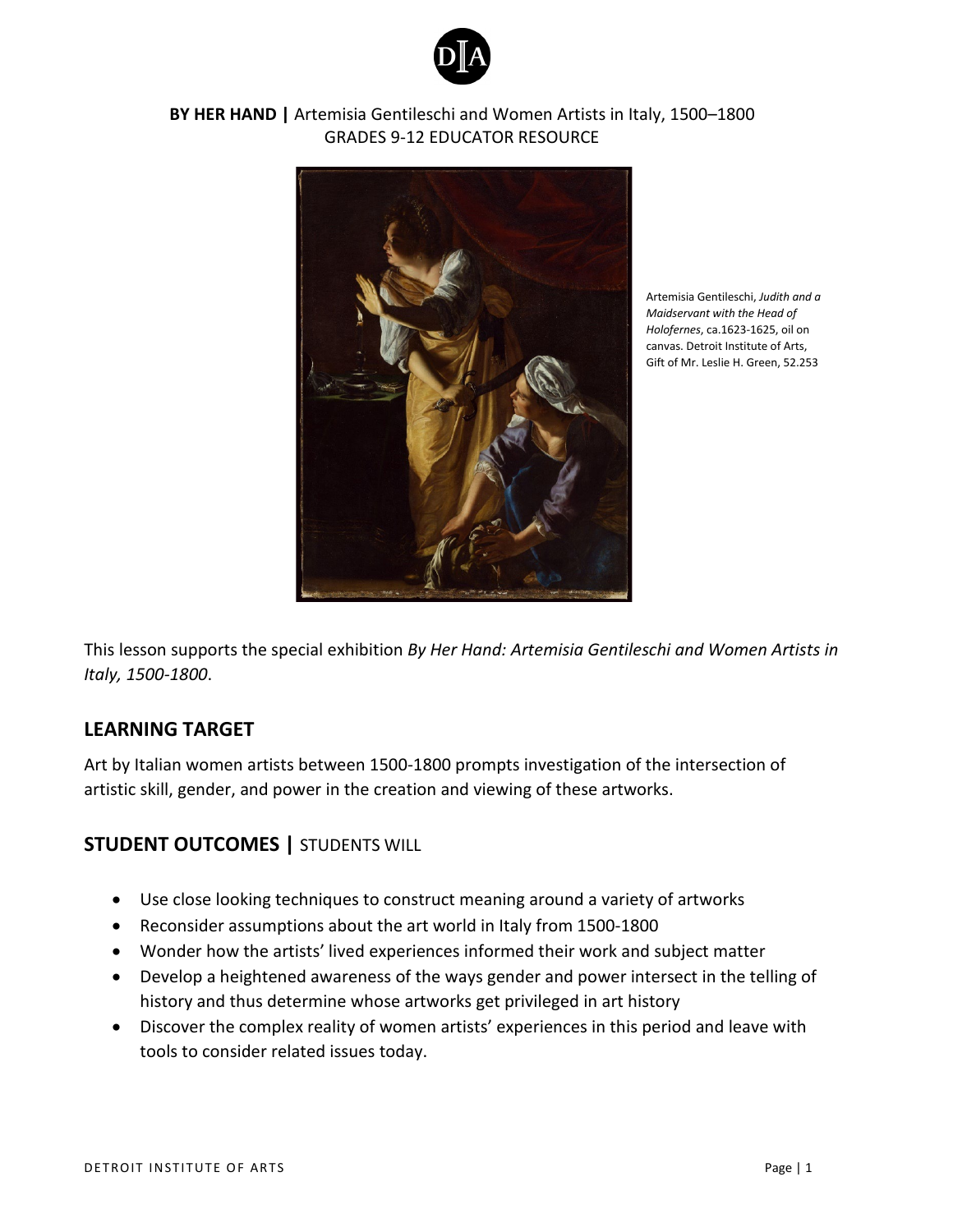**BY HER HAND |** Artemisia Gentileschi and Women Artists in Italy, 1500–1800
GRADES 9-12 EDUCATOR RESOURCE

Artemisia Gentileschi, *Judith and a Maidservant with the Head of Holofernes*, ca.1623-1625, oil on canvas. Detroit Institute of Arts, Gift of Mr. Leslie H. Green, 52.253

This lesson supports the special exhibition *By Her Hand: Artemisia Gentileschi and Women Artists in Italy, 1500-1800*.

## LEARNING TARGET

Art by Italian women artists between 1500-1800 prompts investigation of the intersection of artistic skill, gender, and power in the creation and viewing of these artworks.

## STUDENT OUTCOMES | STUDENTS WILL

- Use close looking techniques to construct meaning around a variety of artworks
- Reconsider assumptions about the art world in Italy from 1500-1800
- Wonder how the artists' lived experiences informed their work and subject matter
- Develop a heightened awareness of the ways gender and power intersect in the telling of history and thus determine whose artworks get privileged in art history
- Discover the complex reality of women artists' experiences in this period and leave with tools to consider related issues today.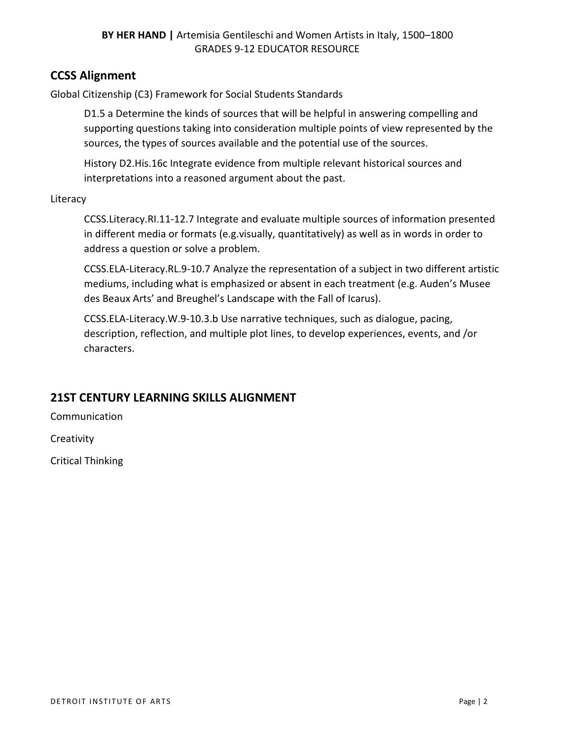## CCSS Alignment

Global Citizenship (C3) Framework for Social Students Standards

> D1.5 a Determine the kinds of sources that will be helpful in answering compelling and supporting questions taking into consideration multiple points of view represented by the sources, the types of sources available and the potential use of the sources.
>
> History D2.His.16c Integrate evidence from multiple relevant historical sources and interpretations into a reasoned argument about the past.

Literacy

> CCSS.Literacy.RI.11-12.7 Integrate and evaluate multiple sources of information presented in different media or formats (e.g.visually, quantitatively) as well as in words in order to address a question or solve a problem.
>
> CCSS.ELA-Literacy.RL.9-10.7 Analyze the representation of a subject in two different artistic mediums, including what is emphasized or absent in each treatment (e.g. Auden's Musee des Beaux Arts' and Breughel's Landscape with the Fall of Icarus).
>
> CCSS.ELA-Literacy.W.9-10.3.b Use narrative techniques, such as dialogue, pacing, description, reflection, and multiple plot lines, to develop experiences, events, and /or characters.

## 21ST CENTURY LEARNING SKILLS ALIGNMENT

Communication

Creativity

Critical Thinking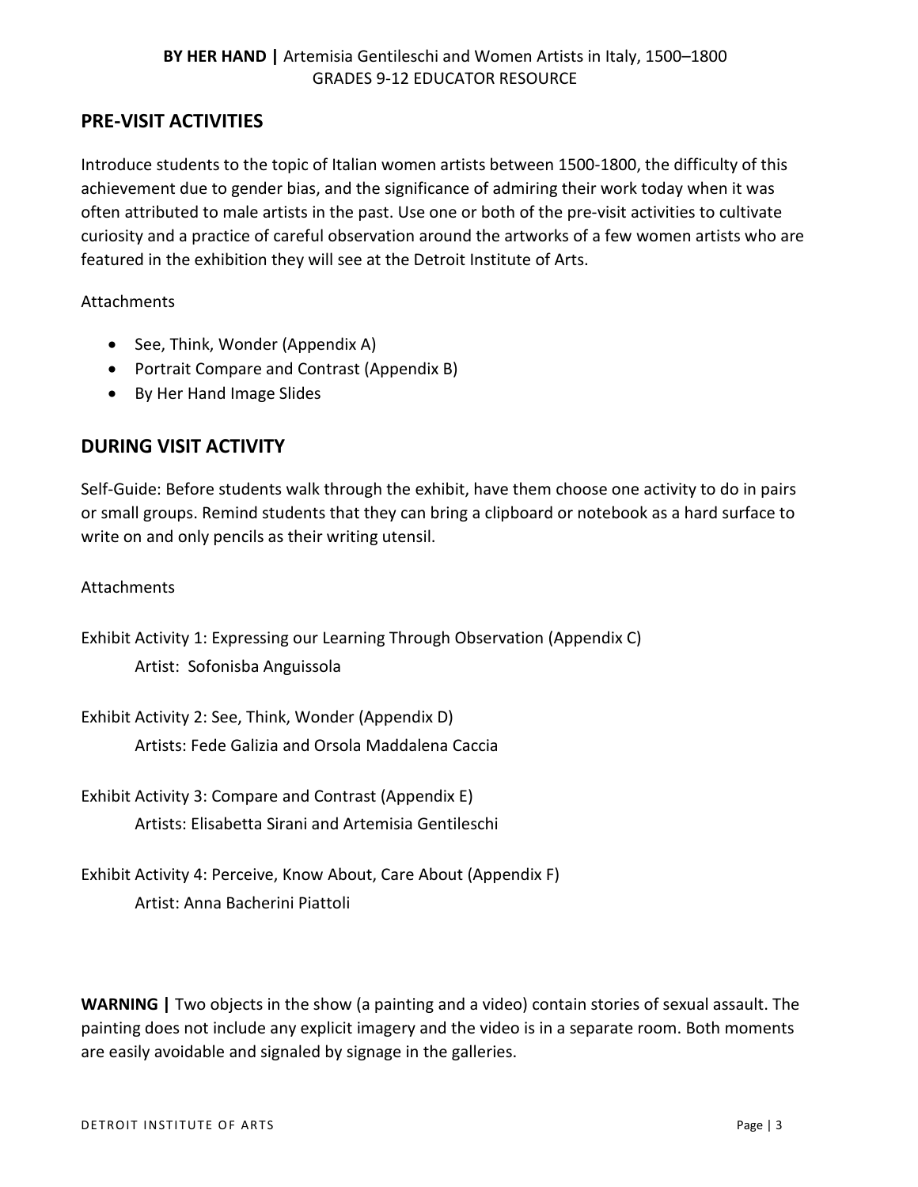## PRE-VISIT ACTIVITIES

Introduce students to the topic of Italian women artists between 1500-1800, the difficulty of this achievement due to gender bias, and the significance of admiring their work today when it was often attributed to male artists in the past. Use one or both of the pre-visit activities to cultivate curiosity and a practice of careful observation around the artworks of a few women artists who are featured in the exhibition they will see at the Detroit Institute of Arts.

Attachments

- See, Think, Wonder (Appendix A)
- Portrait Compare and Contrast (Appendix B)
- By Her Hand Image Slides

## DURING VISIT ACTIVITY

Self-Guide: Before students walk through the exhibit, have them choose one activity to do in pairs or small groups. Remind students that they can bring a clipboard or notebook as a hard surface to write on and only pencils as their writing utensil.

Attachments

Exhibit Activity 1: Expressing our Learning Through Observation (Appendix C)
Artist: Sofonisba Anguissola

Exhibit Activity 2: See, Think, Wonder (Appendix D)
Artists: Fede Galizia and Orsola Maddalena Caccia

Exhibit Activity 3: Compare and Contrast (Appendix E)
Artists: Elisabetta Sirani and Artemisia Gentileschi

Exhibit Activity 4: Perceive, Know About, Care About (Appendix F)
Artist: Anna Bacherini Piattoli

**WARNING |** Two objects in the show (a painting and a video) contain stories of sexual assault. The painting does not include any explicit imagery and the video is in a separate room. Both moments are easily avoidable and signaled by signage in the galleries.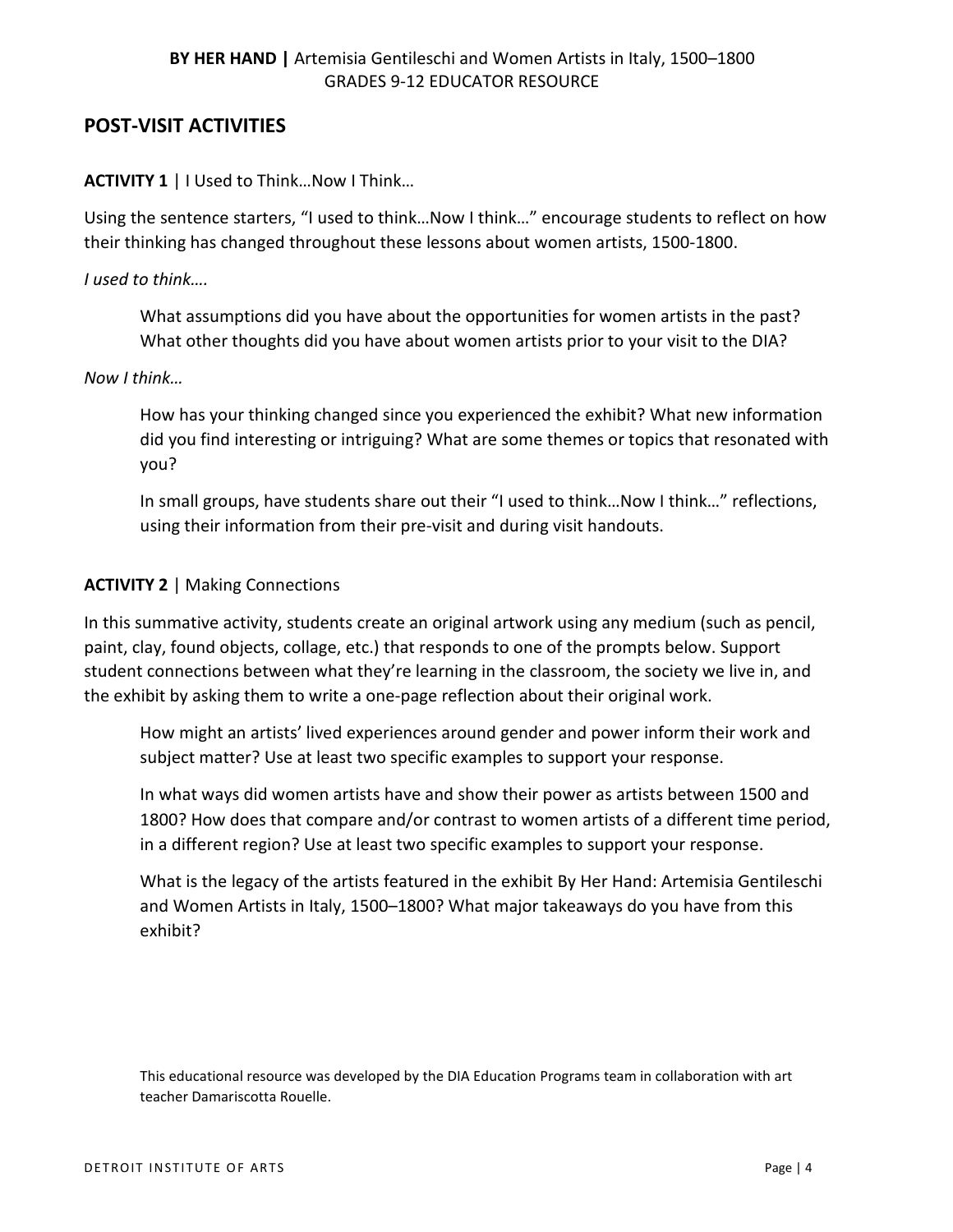## POST-VISIT ACTIVITIES

**ACTIVITY 1** | I Used to Think…Now I Think…

Using the sentence starters, "I used to think…Now I think…" encourage students to reflect on how their thinking has changed throughout these lessons about women artists, 1500-1800.

*I used to think….*

> What assumptions did you have about the opportunities for women artists in the past? What other thoughts did you have about women artists prior to your visit to the DIA?

*Now I think…*

> How has your thinking changed since you experienced the exhibit? What new information did you find interesting or intriguing? What are some themes or topics that resonated with you?
>
> In small groups, have students share out their "I used to think…Now I think…" reflections, using their information from their pre-visit and during visit handouts.

**ACTIVITY 2** | Making Connections

In this summative activity, students create an original artwork using any medium (such as pencil, paint, clay, found objects, collage, etc.) that responds to one of the prompts below. Support student connections between what they're learning in the classroom, the society we live in, and the exhibit by asking them to write a one-page reflection about their original work.

> How might an artists' lived experiences around gender and power inform their work and subject matter? Use at least two specific examples to support your response.
>
> In what ways did women artists have and show their power as artists between 1500 and 1800? How does that compare and/or contrast to women artists of a different time period, in a different region? Use at least two specific examples to support your response.
>
> What is the legacy of the artists featured in the exhibit By Her Hand: Artemisia Gentileschi and Women Artists in Italy, 1500–1800? What major takeaways do you have from this exhibit?

This educational resource was developed by the DIA Education Programs team in collaboration with art teacher Damariscotta Rouelle.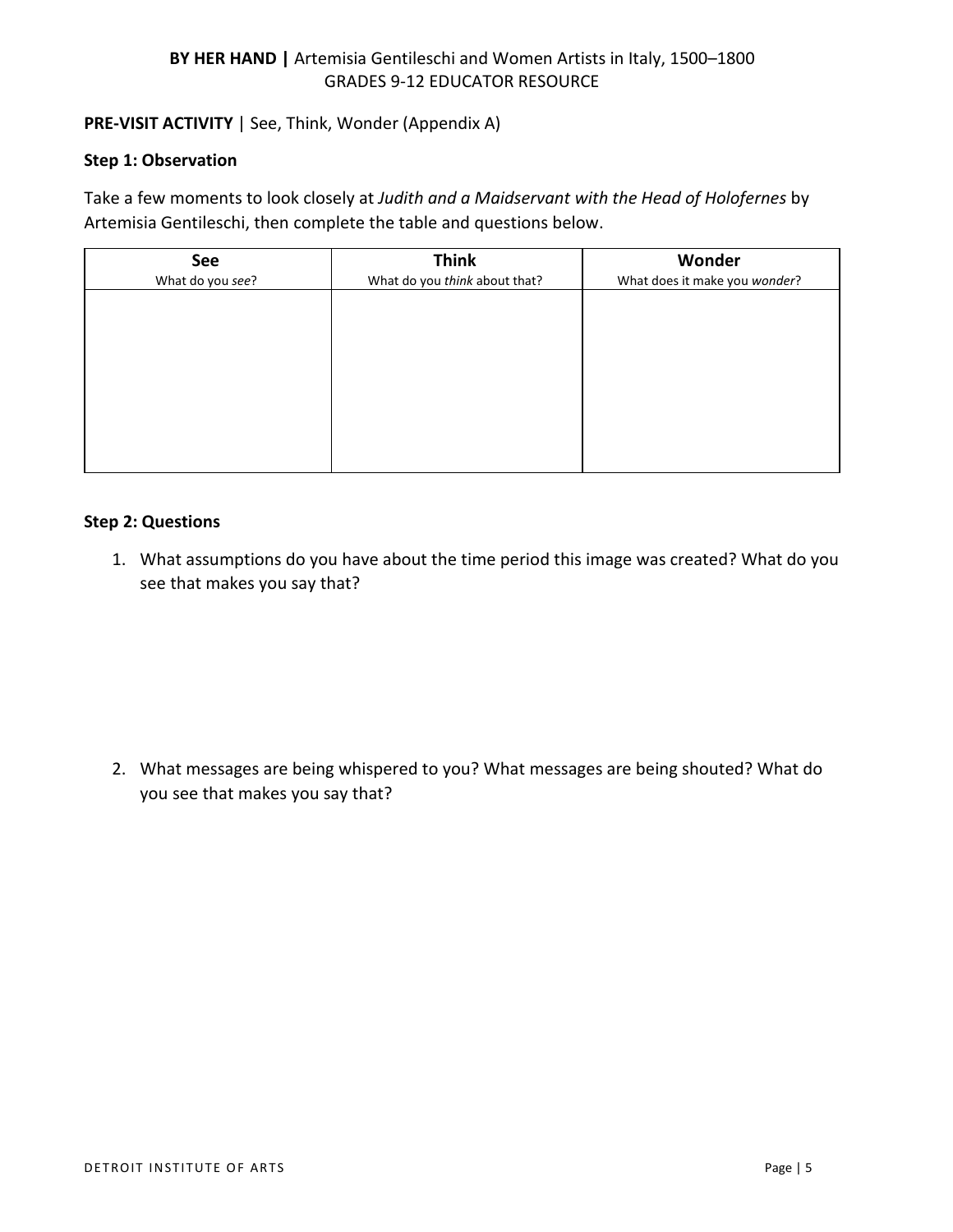**PRE-VISIT ACTIVITY** | See, Think, Wonder (Appendix A)

**Step 1: Observation**

Take a few moments to look closely at *Judith and a Maidservant with the Head of Holofernes* by Artemisia Gentileschi, then complete the table and questions below.

| **See**<br>What do you *see*? | **Think**<br>What do you *think* about that? | **Wonder**<br>What does it make you *wonder*? |
|---|---|---|
| | | |

**Step 2: Questions**

1. What assumptions do you have about the time period this image was created? What do you see that makes you say that?

2. What messages are being whispered to you? What messages are being shouted? What do you see that makes you say that?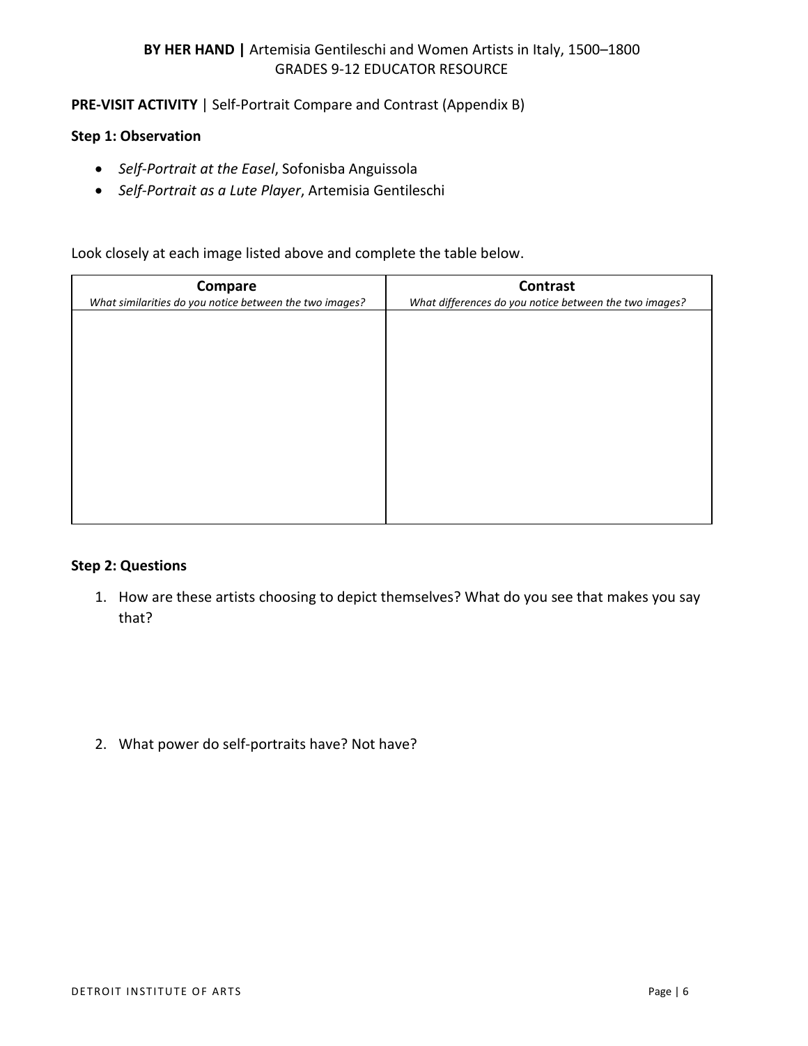**PRE-VISIT ACTIVITY** | Self-Portrait Compare and Contrast (Appendix B)

**Step 1: Observation**

- *Self-Portrait at the Easel*, Sofonisba Anguissola
- *Self-Portrait as a Lute Player*, Artemisia Gentileschi

Look closely at each image listed above and complete the table below.

| **Compare**<br>*What similarities do you notice between the two images?* | **Contrast**<br>*What differences do you notice between the two images?* |
| --- | --- |
| | |

**Step 2: Questions**

1. How are these artists choosing to depict themselves? What do you see that makes you say that?

2. What power do self-portraits have? Not have?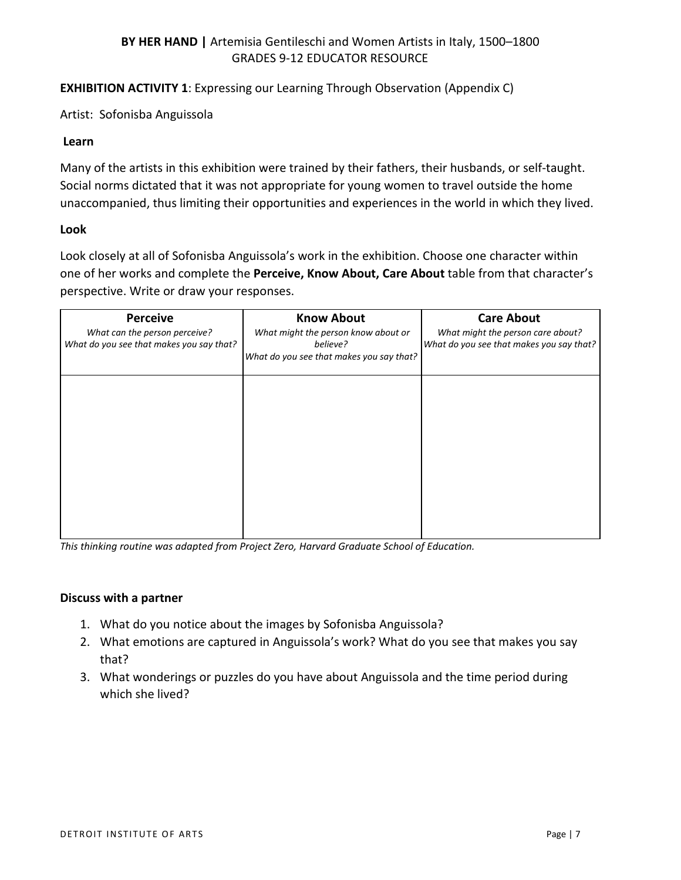**EXHIBITION ACTIVITY 1**: Expressing our Learning Through Observation (Appendix C)

Artist: Sofonisba Anguissola

**Learn**

Many of the artists in this exhibition were trained by their fathers, their husbands, or self-taught. Social norms dictated that it was not appropriate for young women to travel outside the home unaccompanied, thus limiting their opportunities and experiences in the world in which they lived.

**Look**

Look closely at all of Sofonisba Anguissola's work in the exhibition. Choose one character within one of her works and complete the **Perceive, Know About, Care About** table from that character's perspective. Write or draw your responses.

| **Perceive**<br>*What can the person perceive?*<br>*What do you see that makes you say that?* | **Know About**<br>*What might the person know about or believe?*<br>*What do you see that makes you say that?* | **Care About**<br>*What might the person care about?*<br>*What do you see that makes you say that?* |
|---|---|---|
| | | |

*This thinking routine was adapted from Project Zero, Harvard Graduate School of Education.*

**Discuss with a partner**

1. What do you notice about the images by Sofonisba Anguissola?
2. What emotions are captured in Anguissola's work? What do you see that makes you say that?
3. What wonderings or puzzles do you have about Anguissola and the time period during which she lived?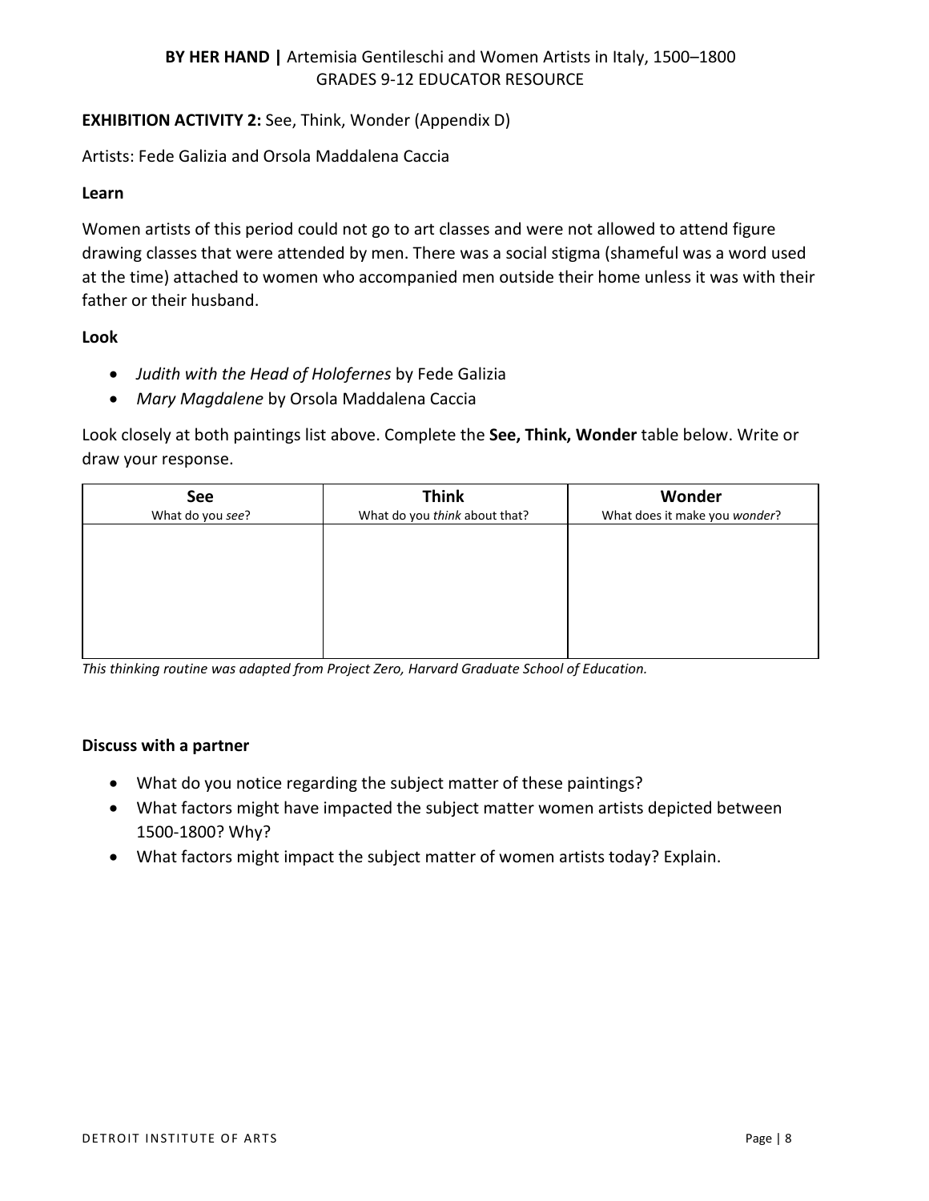**EXHIBITION ACTIVITY 2:** See, Think, Wonder (Appendix D)

Artists: Fede Galizia and Orsola Maddalena Caccia

**Learn**

Women artists of this period could not go to art classes and were not allowed to attend figure drawing classes that were attended by men. There was a social stigma (shameful was a word used at the time) attached to women who accompanied men outside their home unless it was with their father or their husband.

**Look**

- *Judith with the Head of Holofernes* by Fede Galizia
- *Mary Magdalene* by Orsola Maddalena Caccia

Look closely at both paintings list above. Complete the **See, Think, Wonder** table below. Write or draw your response.

| **See**<br>What do you *see*? | **Think**<br>What do you *think* about that? | **Wonder**<br>What does it make you *wonder*? |
|---|---|---|
| | | |

*This thinking routine was adapted from Project Zero, Harvard Graduate School of Education.*

**Discuss with a partner**

- What do you notice regarding the subject matter of these paintings?
- What factors might have impacted the subject matter women artists depicted between 1500-1800? Why?
- What factors might impact the subject matter of women artists today? Explain.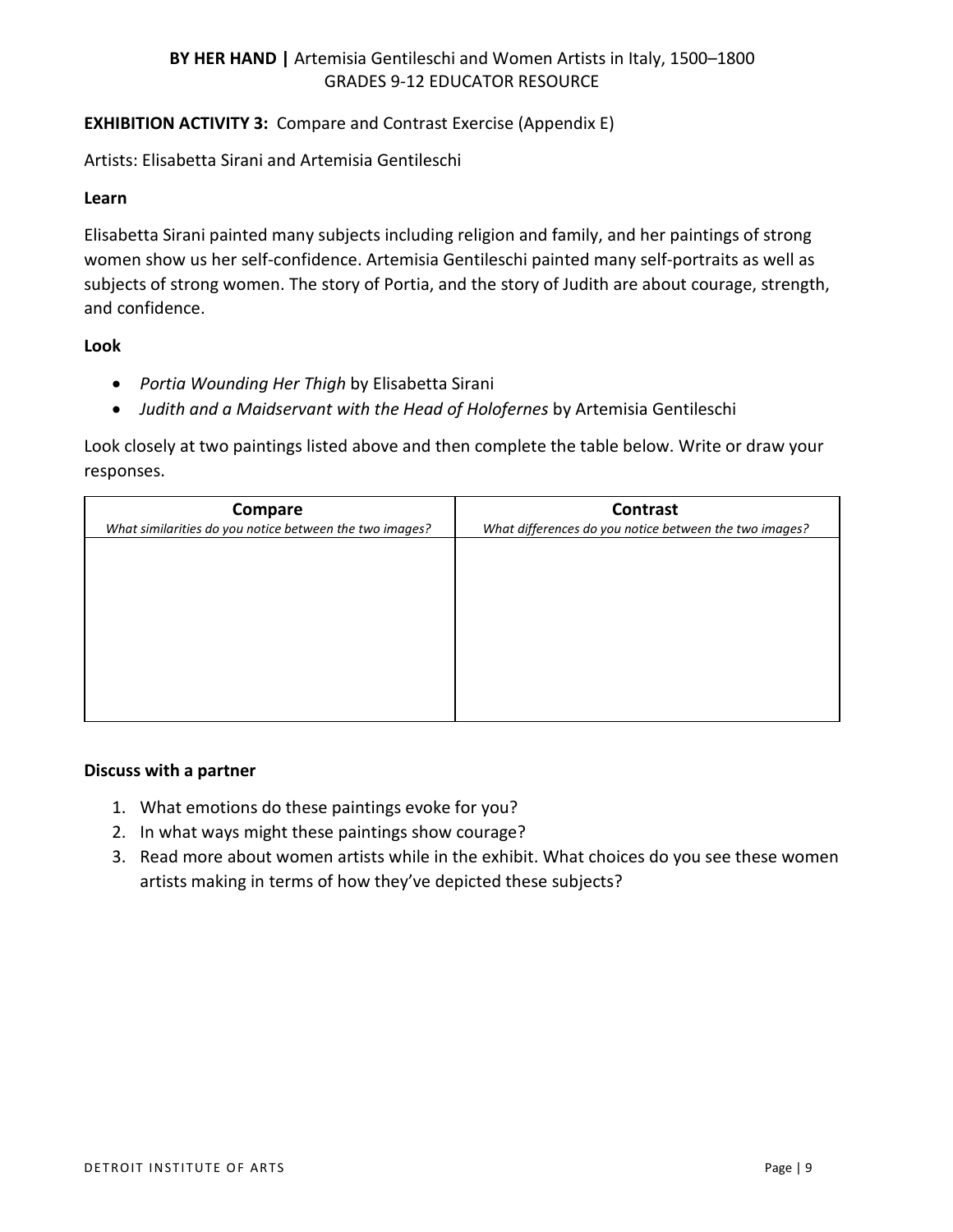**EXHIBITION ACTIVITY 3:** Compare and Contrast Exercise (Appendix E)

Artists: Elisabetta Sirani and Artemisia Gentileschi

**Learn**

Elisabetta Sirani painted many subjects including religion and family, and her paintings of strong women show us her self-confidence. Artemisia Gentileschi painted many self-portraits as well as subjects of strong women. The story of Portia, and the story of Judith are about courage, strength, and confidence.

**Look**

- *Portia Wounding Her Thigh* by Elisabetta Sirani
- *Judith and a Maidservant with the Head of Holofernes* by Artemisia Gentileschi

Look closely at two paintings listed above and then complete the table below. Write or draw your responses.

| **Compare**<br>*What similarities do you notice between the two images?* | **Contrast**<br>*What differences do you notice between the two images?* |
|---|---|
| | |

**Discuss with a partner**

1. What emotions do these paintings evoke for you?
2. In what ways might these paintings show courage?
3. Read more about women artists while in the exhibit. What choices do you see these women artists making in terms of how they've depicted these subjects?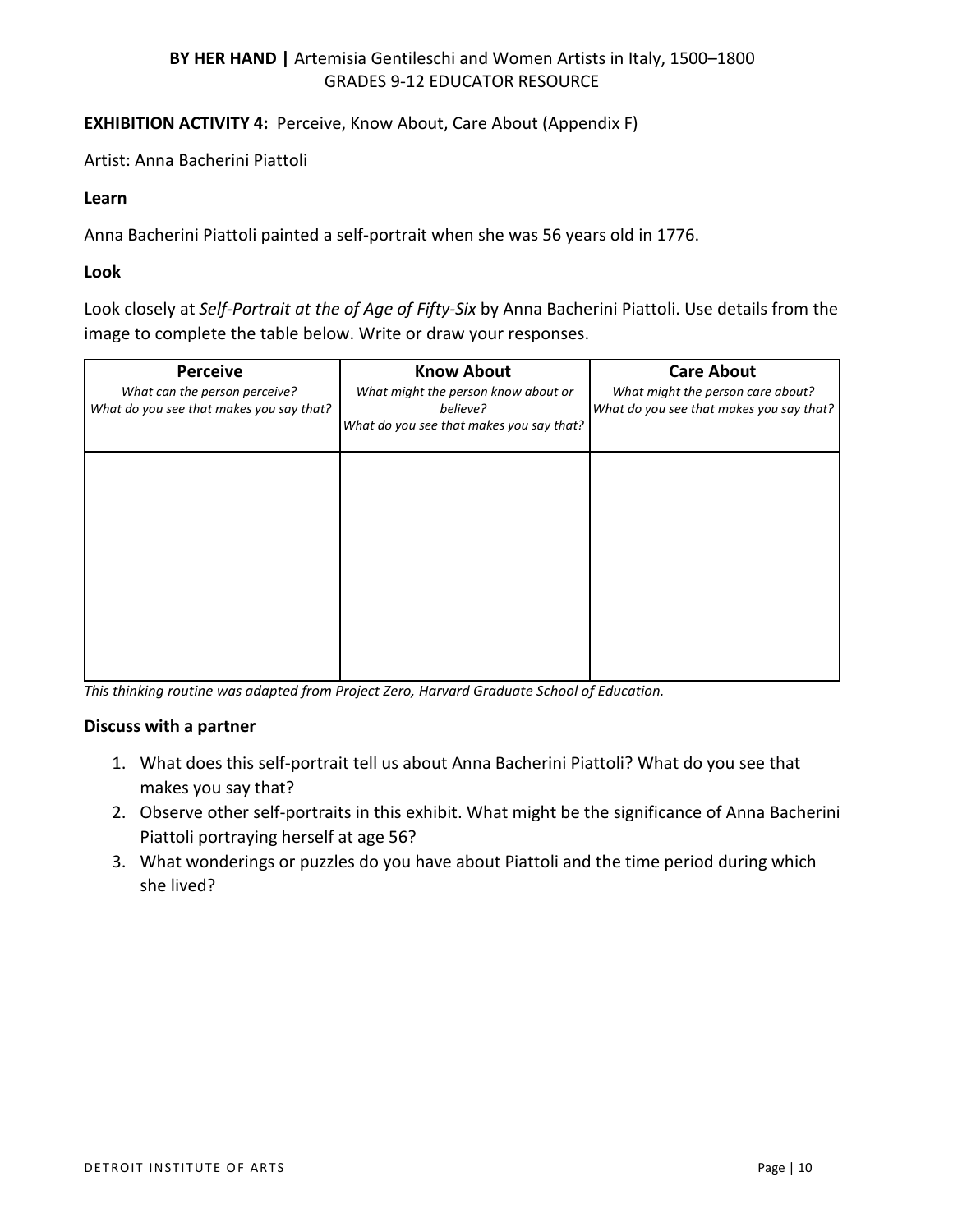**EXHIBITION ACTIVITY 4:** Perceive, Know About, Care About (Appendix F)

Artist: Anna Bacherini Piattoli

**Learn**

Anna Bacherini Piattoli painted a self-portrait when she was 56 years old in 1776.

**Look**

Look closely at *Self-Portrait at the of Age of Fifty-Six* by Anna Bacherini Piattoli. Use details from the image to complete the table below. Write or draw your responses.

| **Perceive**<br>*What can the person perceive?*<br>*What do you see that makes you say that?* | **Know About**<br>*What might the person know about or believe?*<br>*What do you see that makes you say that?* | **Care About**<br>*What might the person care about?*<br>*What do you see that makes you say that?* |
|---|---|---|
| | | |

*This thinking routine was adapted from Project Zero, Harvard Graduate School of Education.*

**Discuss with a partner**

1. What does this self-portrait tell us about Anna Bacherini Piattoli? What do you see that makes you say that?
2. Observe other self-portraits in this exhibit. What might be the significance of Anna Bacherini Piattoli portraying herself at age 56?
3. What wonderings or puzzles do you have about Piattoli and the time period during which she lived?